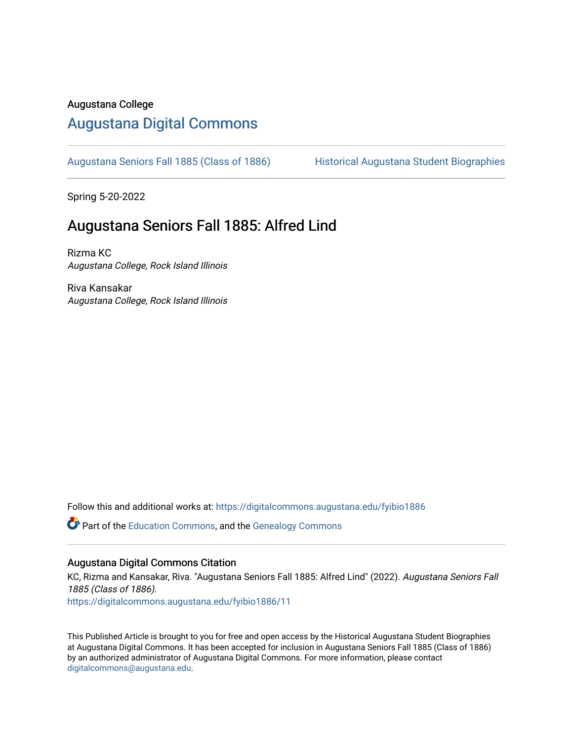Augustana College

## Augustana Digital Commons

Augustana Seniors Fall 1885 (Class of 1886) | Historical Augustana Student Biographies

Spring 5-20-2022

# Augustana Seniors Fall 1885: Alfred Lind

Rizma KC
*Augustana College, Rock Island Illinois*

Riva Kansakar
*Augustana College, Rock Island Illinois*

Follow this and additional works at: https://digitalcommons.augustana.edu/fyibio1886

Part of the Education Commons, and the Genealogy Commons

### Augustana Digital Commons Citation

KC, Rizma and Kansakar, Riva. "Augustana Seniors Fall 1885: Alfred Lind" (2022). *Augustana Seniors Fall 1885 (Class of 1886).*
https://digitalcommons.augustana.edu/fyibio1886/11

This Published Article is brought to you for free and open access by the Historical Augustana Student Biographies at Augustana Digital Commons. It has been accepted for inclusion in Augustana Seniors Fall 1885 (Class of 1886) by an authorized administrator of Augustana Digital Commons. For more information, please contact digitalcommons@augustana.edu.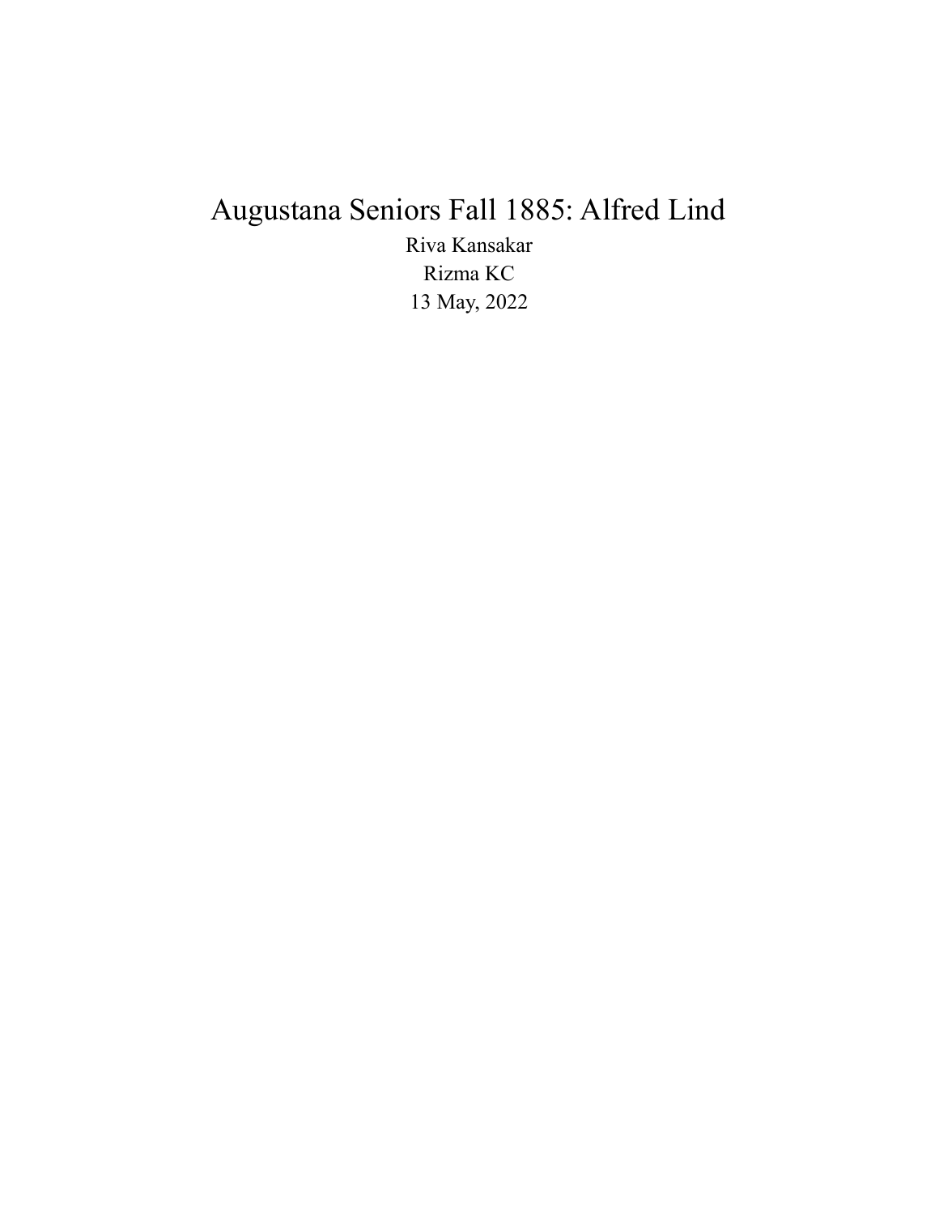# Augustana Seniors Fall 1885: Alfred Lind

Riva Kansakar

Rizma KC

13 May, 2022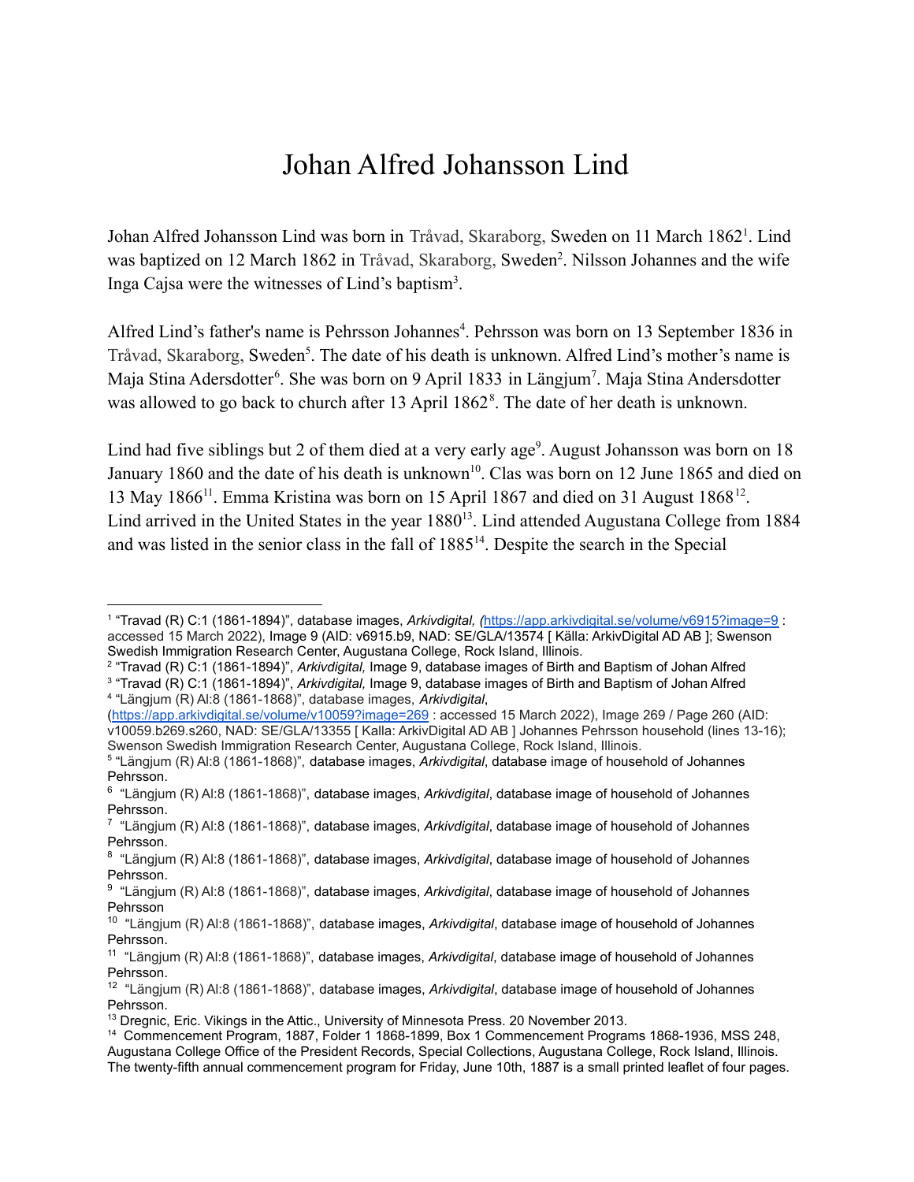# Johan Alfred Johansson Lind

Johan Alfred Johansson Lind was born in Tråvad, Skaraborg, Sweden on 11 March 1862[1]. Lind was baptized on 12 March 1862 in Tråvad, Skaraborg, Sweden[2]. Nilsson Johannes and the wife Inga Cajsa were the witnesses of Lind's baptism[3].

Alfred Lind's father's name is Pehrsson Johannes[4]. Pehrsson was born on 13 September 1836 in Tråvad, Skaraborg, Sweden[5]. The date of his death is unknown. Alfred Lind's mother's name is Maja Stina Adersdotter[6]. She was born on 9 April 1833 in Längjum[7]. Maja Stina Andersdotter was allowed to go back to church after 13 April 1862[8]. The date of her death is unknown.

Lind had five siblings but 2 of them died at a very early age[9]. August Johansson was born on 18 January 1860 and the date of his death is unknown[10]. Clas was born on 12 June 1865 and died on 13 May 1866[11]. Emma Kristina was born on 15 April 1867 and died on 31 August 1868[12]. Lind arrived in the United States in the year 1880[13]. Lind attended Augustana College from 1884 and was listed in the senior class in the fall of 1885[14]. Despite the search in the Special

---

[1] "Travad (R) C:1 (1861-1894)", database images, *Arkivdigital, (*https://app.arkivdigital.se/volume/v6915?image=9 : accessed 15 March 2022), Image 9 (AID: v6915.b9, NAD: SE/GLA/13574 [ Källa: ArkivDigital AD AB ]; Swenson Swedish Immigration Research Center, Augustana College, Rock Island, Illinois.

[2] "Travad (R) C:1 (1861-1894)", *Arkivdigital,* Image 9, database images of Birth and Baptism of Johan Alfred

[3] "Travad (R) C:1 (1861-1894)", *Arkivdigital,* Image 9, database images of Birth and Baptism of Johan Alfred

[4] "Längjum (R) AI:8 (1861-1868)", database images, *Arkivdigital*, (https://app.arkivdigital.se/volume/v10059?image=269 : accessed 15 March 2022), Image 269 / Page 260 (AID: v10059.b269.s260, NAD: SE/GLA/13355 [ Kalla: ArkivDigital AD AB ] Johannes Pehrsson household (lines 13-16); Swenson Swedish Immigration Research Center, Augustana College, Rock Island, Illinois.

[5] "Längjum (R) AI:8 (1861-1868)", database images, *Arkivdigital*, database image of household of Johannes Pehrsson.

[6] "Längjum (R) AI:8 (1861-1868)", database images, *Arkivdigital*, database image of household of Johannes Pehrsson.

[7] "Längjum (R) AI:8 (1861-1868)", database images, *Arkivdigital*, database image of household of Johannes Pehrsson.

[8] "Längjum (R) AI:8 (1861-1868)", database images, *Arkivdigital*, database image of household of Johannes Pehrsson.

[9] "Längjum (R) AI:8 (1861-1868)", database images, *Arkivdigital*, database image of household of Johannes Pehrsson

[10] "Längjum (R) AI:8 (1861-1868)", database images, *Arkivdigital*, database image of household of Johannes Pehrsson.

[11] "Längjum (R) AI:8 (1861-1868)", database images, *Arkivdigital*, database image of household of Johannes Pehrsson.

[12] "Längjum (R) AI:8 (1861-1868)", database images, *Arkivdigital*, database image of household of Johannes Pehrsson.

[13] Dregnic, Eric. Vikings in the Attic., University of Minnesota Press. 20 November 2013.

[14] Commencement Program, 1887, Folder 1 1868-1899, Box 1 Commencement Programs 1868-1936, MSS 248, Augustana College Office of the President Records, Special Collections, Augustana College, Rock Island, Illinois. The twenty-fifth annual commencement program for Friday, June 10th, 1887 is a small printed leaflet of four pages.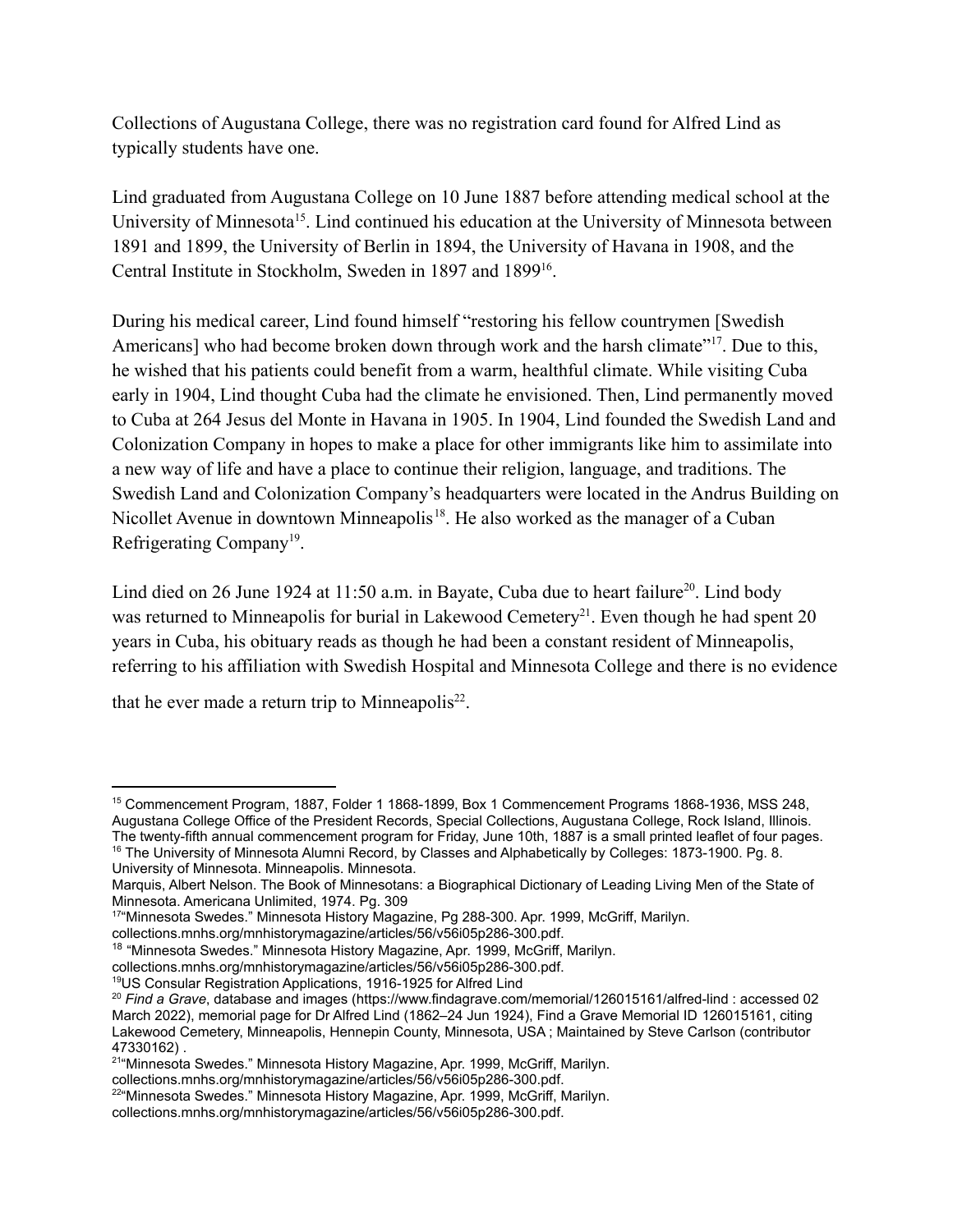Collections of Augustana College, there was no registration card found for Alfred Lind as typically students have one.

Lind graduated from Augustana College on 10 June 1887 before attending medical school at the University of Minnesota[15]. Lind continued his education at the University of Minnesota between 1891 and 1899, the University of Berlin in 1894, the University of Havana in 1908, and the Central Institute in Stockholm, Sweden in 1897 and 1899[16].

During his medical career, Lind found himself "restoring his fellow countrymen [Swedish Americans] who had become broken down through work and the harsh climate"[17]. Due to this, he wished that his patients could benefit from a warm, healthful climate. While visiting Cuba early in 1904, Lind thought Cuba had the climate he envisioned. Then, Lind permanently moved to Cuba at 264 Jesus del Monte in Havana in 1905. In 1904, Lind founded the Swedish Land and Colonization Company in hopes to make a place for other immigrants like him to assimilate into a new way of life and have a place to continue their religion, language, and traditions. The Swedish Land and Colonization Company's headquarters were located in the Andrus Building on Nicollet Avenue in downtown Minneapolis[18]. He also worked as the manager of a Cuban Refrigerating Company[19].

Lind died on 26 June 1924 at 11:50 a.m. in Bayate, Cuba due to heart failure[20]. Lind body was returned to Minneapolis for burial in Lakewood Cemetery[21]. Even though he had spent 20 years in Cuba, his obituary reads as though he had been a constant resident of Minneapolis, referring to his affiliation with Swedish Hospital and Minnesota College and there is no evidence that he ever made a return trip to Minneapolis[22].

---

[15] Commencement Program, 1887, Folder 1 1868-1899, Box 1 Commencement Programs 1868-1936, MSS 248, Augustana College Office of the President Records, Special Collections, Augustana College, Rock Island, Illinois. The twenty-fifth annual commencement program for Friday, June 10th, 1887 is a small printed leaflet of four pages.

[16] The University of Minnesota Alumni Record, by Classes and Alphabetically by Colleges: 1873-1900. Pg. 8. University of Minnesota. Minneapolis. Minnesota.
Marquis, Albert Nelson. The Book of Minnesotans: a Biographical Dictionary of Leading Living Men of the State of Minnesota. Americana Unlimited, 1974. Pg. 309

[17] "Minnesota Swedes." Minnesota History Magazine, Pg 288-300. Apr. 1999, McGriff, Marilyn. collections.mnhs.org/mnhistorymagazine/articles/56/v56i05p286-300.pdf.

[18] "Minnesota Swedes." Minnesota History Magazine, Apr. 1999, McGriff, Marilyn. collections.mnhs.org/mnhistorymagazine/articles/56/v56i05p286-300.pdf.

[19] US Consular Registration Applications, 1916-1925 for Alfred Lind

[20] *Find a Grave*, database and images (https://www.findagrave.com/memorial/126015161/alfred-lind : accessed 02 March 2022), memorial page for Dr Alfred Lind (1862–24 Jun 1924), Find a Grave Memorial ID 126015161, citing Lakewood Cemetery, Minneapolis, Hennepin County, Minnesota, USA ; Maintained by Steve Carlson (contributor 47330162) .

[21] "Minnesota Swedes." Minnesota History Magazine, Apr. 1999, McGriff, Marilyn. collections.mnhs.org/mnhistorymagazine/articles/56/v56i05p286-300.pdf.

[22] "Minnesota Swedes." Minnesota History Magazine, Apr. 1999, McGriff, Marilyn. collections.mnhs.org/mnhistorymagazine/articles/56/v56i05p286-300.pdf.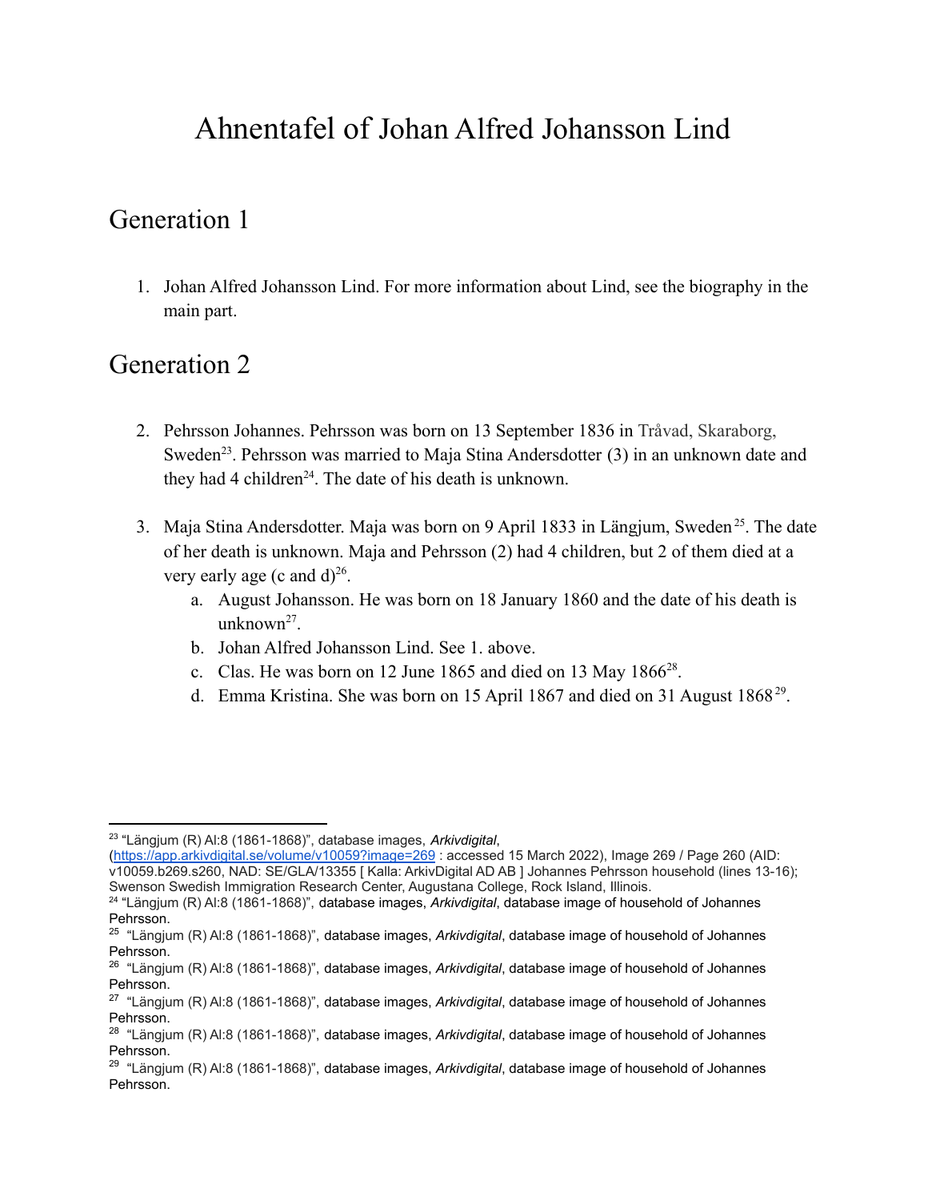# Ahnentafel of Johan Alfred Johansson Lind

## Generation 1

1. Johan Alfred Johansson Lind. For more information about Lind, see the biography in the main part.

## Generation 2

2. Pehrsson Johannes. Pehrsson was born on 13 September 1836 in Tråvad, Skaraborg, Sweden[23]. Pehrsson was married to Maja Stina Andersdotter (3) in an unknown date and they had 4 children[24]. The date of his death is unknown.

3. Maja Stina Andersdotter. Maja was born on 9 April 1833 in Längjum, Sweden[25]. The date of her death is unknown. Maja and Pehrsson (2) had 4 children, but 2 of them died at a very early age (c and d)[26].
    a. August Johansson. He was born on 18 January 1860 and the date of his death is unknown[27].
    b. Johan Alfred Johansson Lind. See 1. above.
    c. Clas. He was born on 12 June 1865 and died on 13 May 1866[28].
    d. Emma Kristina. She was born on 15 April 1867 and died on 31 August 1868[29].

---

[23] "Längjum (R) AI:8 (1861-1868)", database images, *Arkivdigital*, (https://app.arkivdigital.se/volume/v10059?image=269 : accessed 15 March 2022), Image 269 / Page 260 (AID: v10059.b269.s260, NAD: SE/GLA/13355 [ Kalla: ArkivDigital AD AB ] Johannes Pehrsson household (lines 13-16); Swenson Swedish Immigration Research Center, Augustana College, Rock Island, Illinois.

[24] "Längjum (R) AI:8 (1861-1868)", database images, *Arkivdigital*, database image of household of Johannes Pehrsson.

[25] "Längjum (R) AI:8 (1861-1868)", database images, *Arkivdigital*, database image of household of Johannes Pehrsson.

[26] "Längjum (R) AI:8 (1861-1868)", database images, *Arkivdigital*, database image of household of Johannes Pehrsson.

[27] "Längjum (R) AI:8 (1861-1868)", database images, *Arkivdigital*, database image of household of Johannes Pehrsson.

[28] "Längjum (R) AI:8 (1861-1868)", database images, *Arkivdigital*, database image of household of Johannes Pehrsson.

[29] "Längjum (R) AI:8 (1861-1868)", database images, *Arkivdigital*, database image of household of Johannes Pehrsson.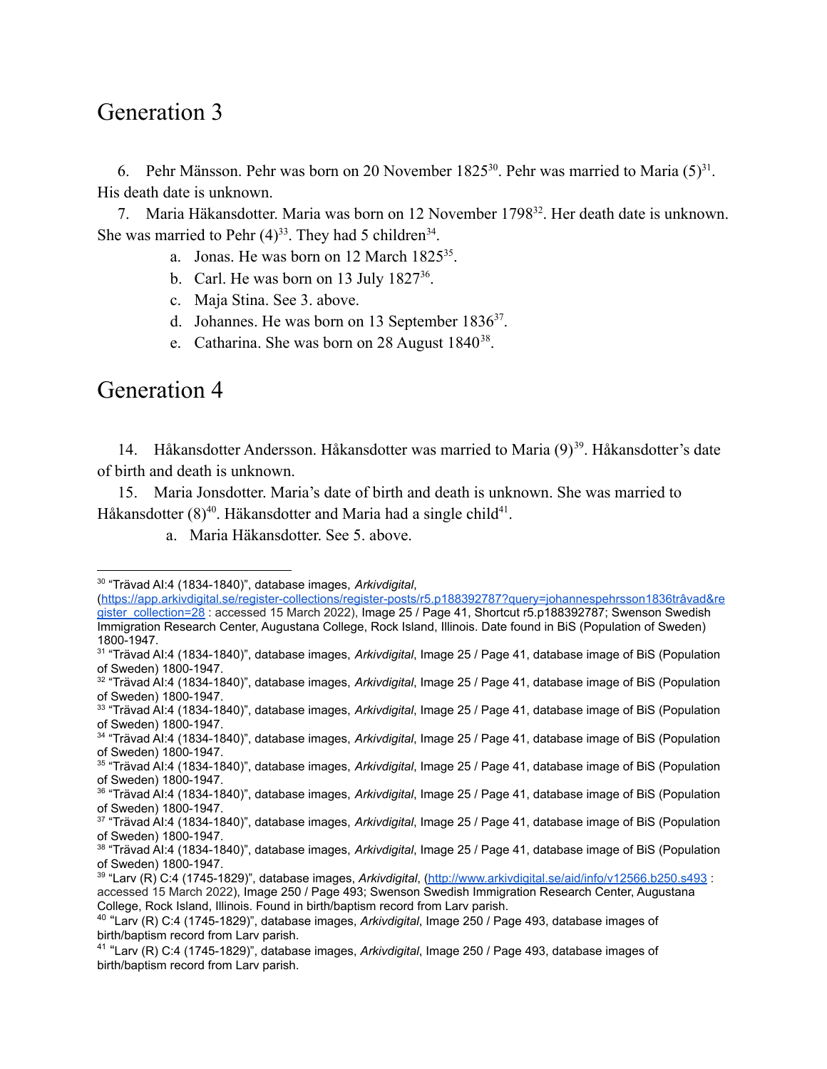## Generation 3

6. Pehr Mänsson. Pehr was born on 20 November 1825[30]. Pehr was married to Maria (5)[31]. His death date is unknown.

7. Maria Häkansdotter. Maria was born on 12 November 1798[32]. Her death date is unknown. She was married to Pehr (4)[33]. They had 5 children[34].

    a. Jonas. He was born on 12 March 1825[35].
    b. Carl. He was born on 13 July 1827[36].
    c. Maja Stina. See 3. above.
    d. Johannes. He was born on 13 September 1836[37].
    e. Catharina. She was born on 28 August 1840[38].

## Generation 4

14. Håkansdotter Andersson. Håkansdotter was married to Maria (9)[39]. Håkansdotter's date of birth and death is unknown.

15. Maria Jonsdotter. Maria's date of birth and death is unknown. She was married to Håkansdotter (8)[40]. Häkansdotter and Maria had a single child[41].

    a. Maria Häkansdotter. See 5. above.

---

[30] "Trävad AI:4 (1834-1840)", database images, *Arkivdigital*, (https://app.arkivdigital.se/register-collections/register-posts/r5.p188392787?query=johannespehrsson1836tråvad&register_collection=28 : accessed 15 March 2022), Image 25 / Page 41, Shortcut r5.p188392787; Swenson Swedish Immigration Research Center, Augustana College, Rock Island, Illinois. Date found in BiS (Population of Sweden) 1800-1947.

[31] "Trävad AI:4 (1834-1840)", database images, *Arkivdigital*, Image 25 / Page 41, database image of BiS (Population of Sweden) 1800-1947.

[32] "Trävad AI:4 (1834-1840)", database images, *Arkivdigital*, Image 25 / Page 41, database image of BiS (Population of Sweden) 1800-1947.

[33] "Trävad AI:4 (1834-1840)", database images, *Arkivdigital*, Image 25 / Page 41, database image of BiS (Population of Sweden) 1800-1947.

[34] "Trävad AI:4 (1834-1840)", database images, *Arkivdigital*, Image 25 / Page 41, database image of BiS (Population of Sweden) 1800-1947.

[35] "Trävad AI:4 (1834-1840)", database images, *Arkivdigital*, Image 25 / Page 41, database image of BiS (Population of Sweden) 1800-1947.

[36] "Trävad AI:4 (1834-1840)", database images, *Arkivdigital*, Image 25 / Page 41, database image of BiS (Population of Sweden) 1800-1947.

[37] "Trävad AI:4 (1834-1840)", database images, *Arkivdigital*, Image 25 / Page 41, database image of BiS (Population of Sweden) 1800-1947.

[38] "Trävad AI:4 (1834-1840)", database images, *Arkivdigital*, Image 25 / Page 41, database image of BiS (Population of Sweden) 1800-1947.

[39] "Larv (R) C:4 (1745-1829)", database images, *Arkivdigital*, (http://www.arkivdigital.se/aid/info/v12566.b250.s493 : accessed 15 March 2022), Image 250 / Page 493; Swenson Swedish Immigration Research Center, Augustana College, Rock Island, Illinois. Found in birth/baptism record from Larv parish.

[40] "Larv (R) C:4 (1745-1829)", database images, *Arkivdigital*, Image 250 / Page 493, database images of birth/baptism record from Larv parish.

[41] "Larv (R) C:4 (1745-1829)", database images, *Arkivdigital*, Image 250 / Page 493, database images of birth/baptism record from Larv parish.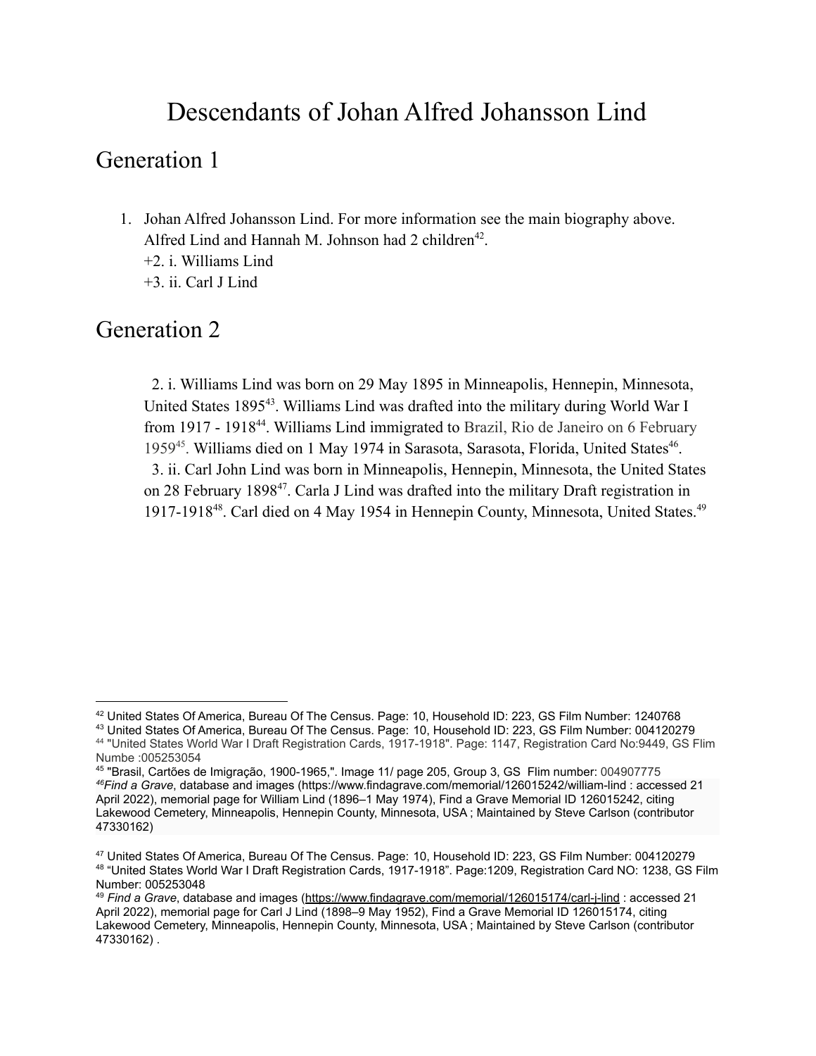# Descendants of Johan Alfred Johansson Lind

## Generation 1

1. Johan Alfred Johansson Lind. For more information see the main biography above. Alfred Lind and Hannah M. Johnson had 2 children[42].
   +2. i. Williams Lind
   +3. ii. Carl J Lind

## Generation 2

2. i. Williams Lind was born on 29 May 1895 in Minneapolis, Hennepin, Minnesota, United States 1895[43]. Williams Lind was drafted into the military during World War I from 1917 - 1918[44]. Williams Lind immigrated to Brazil, Rio de Janeiro on 6 February 1959[45]. Williams died on 1 May 1974 in Sarasota, Sarasota, Florida, United States[46].

3. ii. Carl John Lind was born in Minneapolis, Hennepin, Minnesota, the United States on 28 February 1898[47]. Carla J Lind was drafted into the military Draft registration in 1917-1918[48]. Carl died on 4 May 1954 in Hennepin County, Minnesota, United States.[49]

---

[42] United States Of America, Bureau Of The Census. Page: 10, Household ID: 223, GS Film Number: 1240768

[43] United States Of America, Bureau Of The Census. Page: 10, Household ID: 223, GS Film Number: 004120279

[44] "United States World War I Draft Registration Cards, 1917-1918". Page: 1147, Registration Card No:9449, GS Flim Numbe :005253054

[45] "Brasil, Cartões de Imigração, 1900-1965,". Image 11/ page 205, Group 3, GS Flim number: 004907775

[46] *Find a Grave*, database and images (https://www.findagrave.com/memorial/126015242/william-lind : accessed 21 April 2022), memorial page for William Lind (1896–1 May 1974), Find a Grave Memorial ID 126015242, citing Lakewood Cemetery, Minneapolis, Hennepin County, Minnesota, USA ; Maintained by Steve Carlson (contributor 47330162)

[47] United States Of America, Bureau Of The Census. Page: 10, Household ID: 223, GS Film Number: 004120279

[48] "United States World War I Draft Registration Cards, 1917-1918". Page:1209, Registration Card NO: 1238, GS Film Number: 005253048

[49] *Find a Grave*, database and images (https://www.findagrave.com/memorial/126015174/carl-j-lind : accessed 21 April 2022), memorial page for Carl J Lind (1898–9 May 1952), Find a Grave Memorial ID 126015174, citing Lakewood Cemetery, Minneapolis, Hennepin County, Minnesota, USA ; Maintained by Steve Carlson (contributor 47330162) .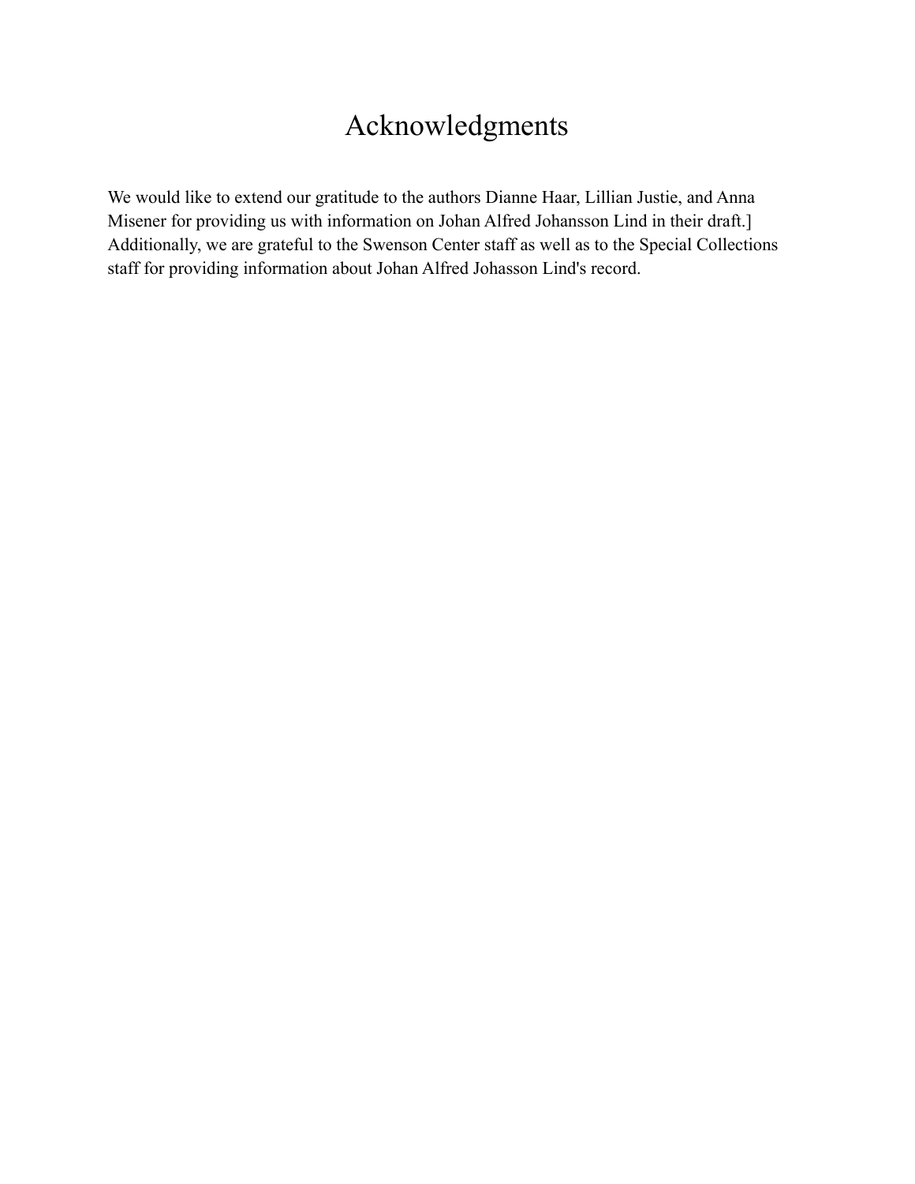# Acknowledgments

We would like to extend our gratitude to the authors Dianne Haar, Lillian Justie, and Anna Misener for providing us with information on Johan Alfred Johansson Lind in their draft.] Additionally, we are grateful to the Swenson Center staff as well as to the Special Collections staff for providing information about Johan Alfred Johasson Lind's record.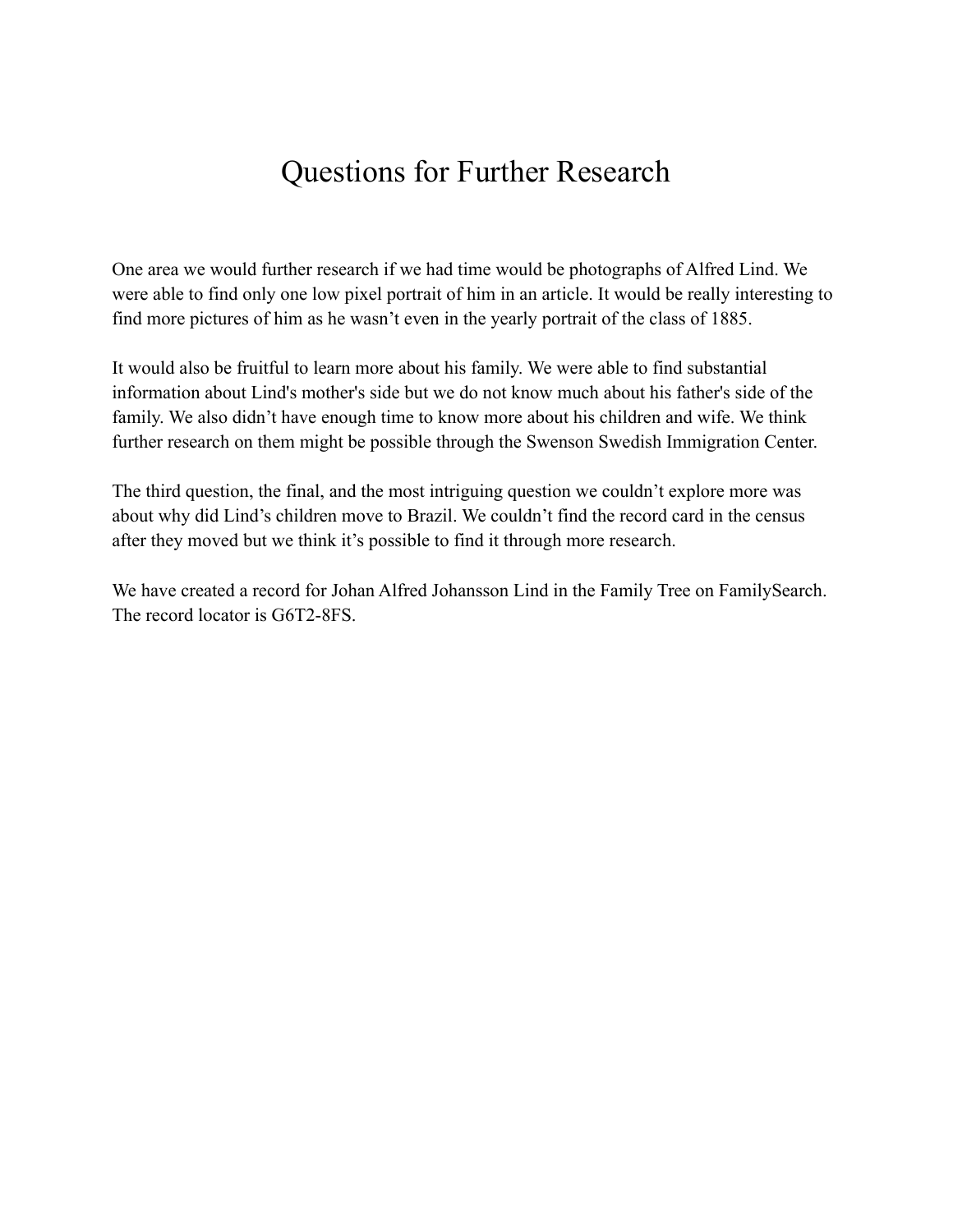# Questions for Further Research

One area we would further research if we had time would be photographs of Alfred Lind. We were able to find only one low pixel portrait of him in an article. It would be really interesting to find more pictures of him as he wasn't even in the yearly portrait of the class of 1885.

It would also be fruitful to learn more about his family. We were able to find substantial information about Lind's mother's side but we do not know much about his father's side of the family. We also didn't have enough time to know more about his children and wife. We think further research on them might be possible through the Swenson Swedish Immigration Center.

The third question, the final, and the most intriguing question we couldn't explore more was about why did Lind's children move to Brazil. We couldn't find the record card in the census after they moved but we think it's possible to find it through more research.

We have created a record for Johan Alfred Johansson Lind in the Family Tree on FamilySearch. The record locator is G6T2-8FS.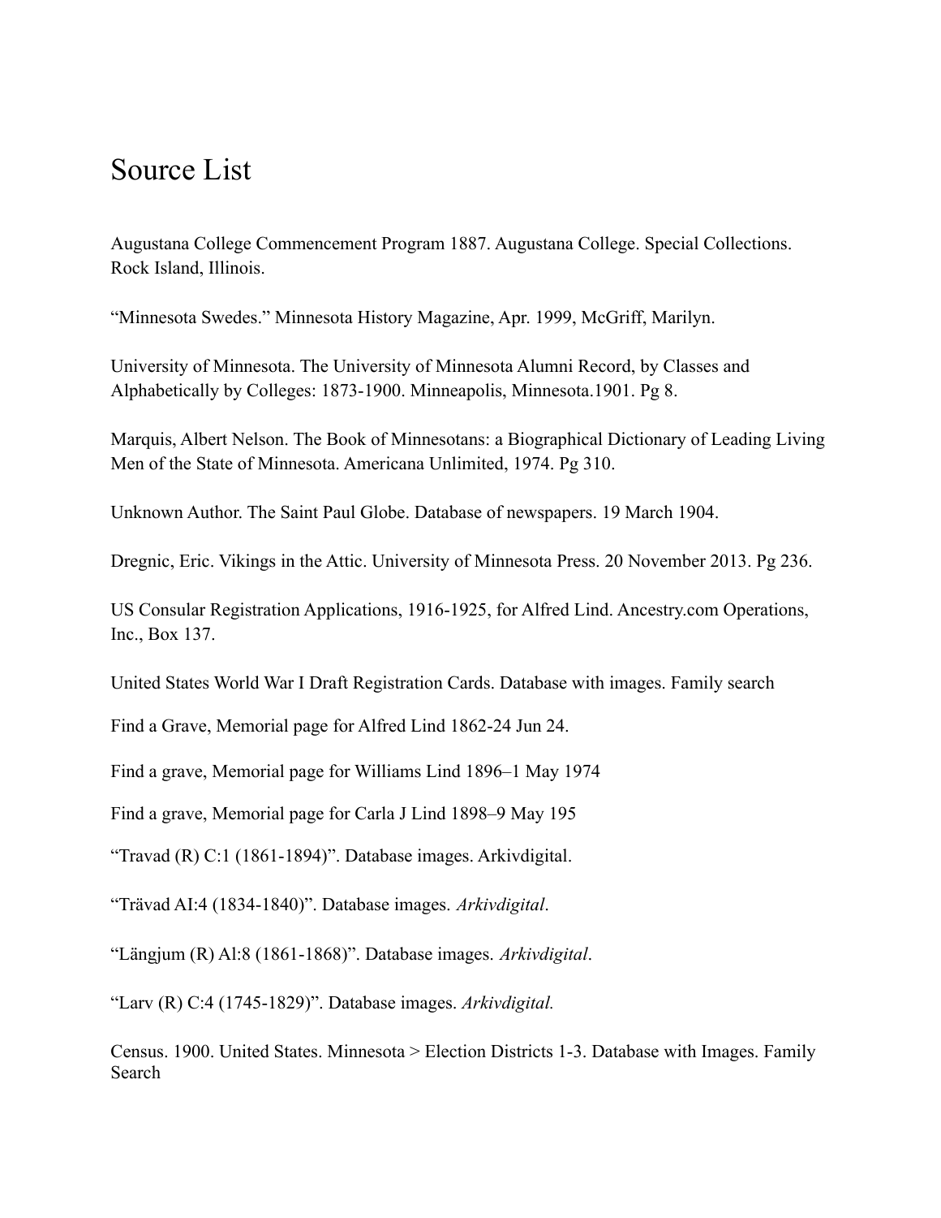# Source List

Augustana College Commencement Program 1887. Augustana College. Special Collections. Rock Island, Illinois.

"Minnesota Swedes." Minnesota History Magazine, Apr. 1999, McGriff, Marilyn.

University of Minnesota. The University of Minnesota Alumni Record, by Classes and Alphabetically by Colleges: 1873-1900. Minneapolis, Minnesota.1901. Pg 8.

Marquis, Albert Nelson. The Book of Minnesotans: a Biographical Dictionary of Leading Living Men of the State of Minnesota. Americana Unlimited, 1974. Pg 310.

Unknown Author. The Saint Paul Globe. Database of newspapers. 19 March 1904.

Dregnic, Eric. Vikings in the Attic. University of Minnesota Press. 20 November 2013. Pg 236.

US Consular Registration Applications, 1916-1925, for Alfred Lind. Ancestry.com Operations, Inc., Box 137.

United States World War I Draft Registration Cards. Database with images. Family search

Find a Grave, Memorial page for Alfred Lind 1862-24 Jun 24.

Find a grave, Memorial page for Williams Lind 1896–1 May 1974

Find a grave, Memorial page for Carla J Lind 1898–9 May 195

"Travad (R) C:1 (1861-1894)". Database images. Arkivdigital.

"Trävad AI:4 (1834-1840)". Database images. *Arkivdigital*.

"Längjum (R) Al:8 (1861-1868)". Database images. *Arkivdigital*.

"Larv (R) C:4 (1745-1829)". Database images. *Arkivdigital.*

Census. 1900. United States. Minnesota > Election Districts 1-3. Database with Images. Family Search